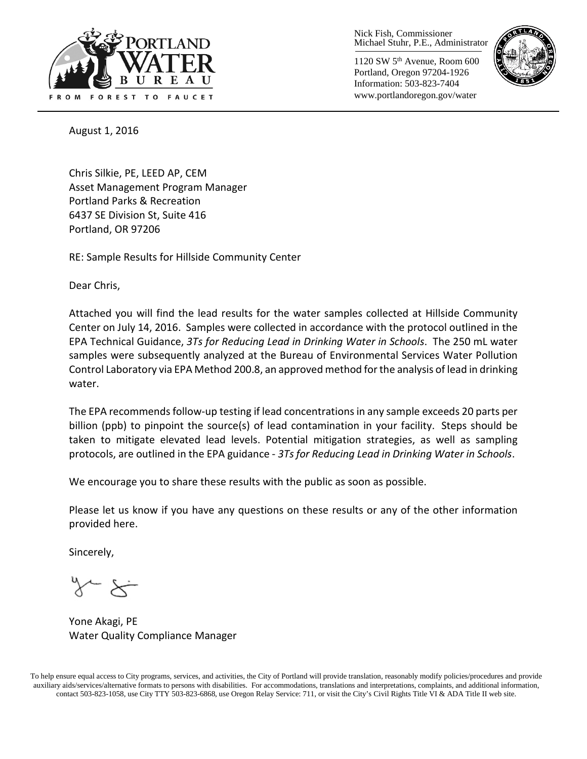Nick Fish, Commissioner
Michael Stuhr, P.E., Administrator

1120 SW 5th Avenue, Room 600
Portland, Oregon 97204-1926
Information: 503-823-7404
www.portlandoregon.gov/water

August 1, 2016

Chris Silkie, PE, LEED AP, CEM
Asset Management Program Manager
Portland Parks & Recreation
6437 SE Division St, Suite 416
Portland, OR 97206

RE: Sample Results for Hillside Community Center

Dear Chris,

Attached you will find the lead results for the water samples collected at Hillside Community Center on July 14, 2016. Samples were collected in accordance with the protocol outlined in the EPA Technical Guidance, *3Ts for Reducing Lead in Drinking Water in Schools*. The 250 mL water samples were subsequently analyzed at the Bureau of Environmental Services Water Pollution Control Laboratory via EPA Method 200.8, an approved method for the analysis of lead in drinking water.

The EPA recommends follow-up testing if lead concentrations in any sample exceeds 20 parts per billion (ppb) to pinpoint the source(s) of lead contamination in your facility. Steps should be taken to mitigate elevated lead levels. Potential mitigation strategies, as well as sampling protocols, are outlined in the EPA guidance - *3Ts for Reducing Lead in Drinking Water in Schools*.

We encourage you to share these results with the public as soon as possible.

Please let us know if you have any questions on these results or any of the other information provided here.

Sincerely,

Yone Akagi, PE
Water Quality Compliance Manager

To help ensure equal access to City programs, services, and activities, the City of Portland will provide translation, reasonably modify policies/procedures and provide auxiliary aids/services/alternative formats to persons with disabilities. For accommodations, translations and interpretations, complaints, and additional information, contact 503-823-1058, use City TTY 503-823-6868, use Oregon Relay Service: 711, or visit the City's Civil Rights Title VI & ADA Title II web site.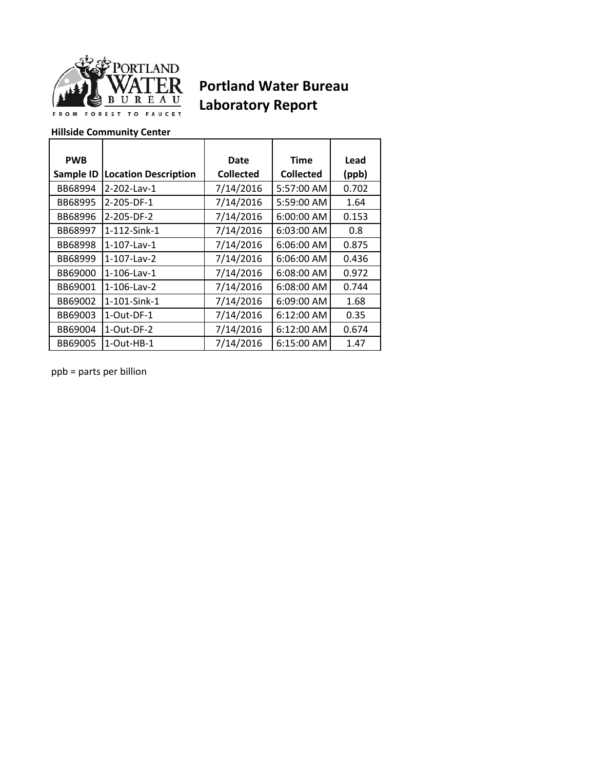PORTLAND WATER BUREAU

FROM FOREST TO FAUCET

# Portland Water Bureau Laboratory Report

**Hillside Community Center**

| PWB Sample ID | Location Description | Date Collected | Time Collected | Lead (ppb) |
|---|---|---|---|---|
| BB68994 | 2-202-Lav-1 | 7/14/2016 | 5:57:00 AM | 0.702 |
| BB68995 | 2-205-DF-1 | 7/14/2016 | 5:59:00 AM | 1.64 |
| BB68996 | 2-205-DF-2 | 7/14/2016 | 6:00:00 AM | 0.153 |
| BB68997 | 1-112-Sink-1 | 7/14/2016 | 6:03:00 AM | 0.8 |
| BB68998 | 1-107-Lav-1 | 7/14/2016 | 6:06:00 AM | 0.875 |
| BB68999 | 1-107-Lav-2 | 7/14/2016 | 6:06:00 AM | 0.436 |
| BB69000 | 1-106-Lav-1 | 7/14/2016 | 6:08:00 AM | 0.972 |
| BB69001 | 1-106-Lav-2 | 7/14/2016 | 6:08:00 AM | 0.744 |
| BB69002 | 1-101-Sink-1 | 7/14/2016 | 6:09:00 AM | 1.68 |
| BB69003 | 1-Out-DF-1 | 7/14/2016 | 6:12:00 AM | 0.35 |
| BB69004 | 1-Out-DF-2 | 7/14/2016 | 6:12:00 AM | 0.674 |
| BB69005 | 1-Out-HB-1 | 7/14/2016 | 6:15:00 AM | 1.47 |

ppb = parts per billion